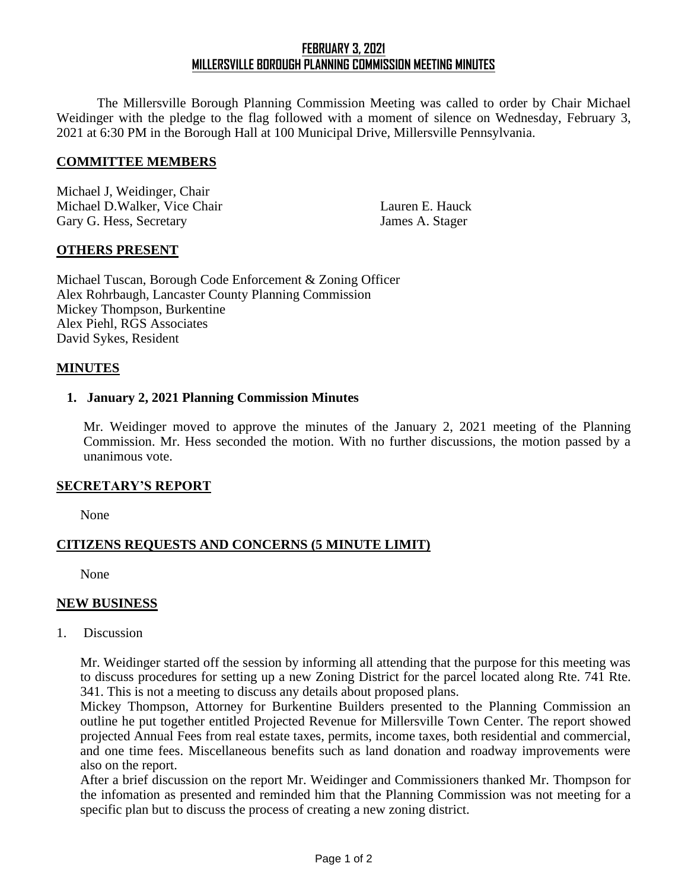# FEBRUARY 3, 2021
# MILLERSVILLE BOROUGH PLANNING COMMISSION MEETING MINUTES

The Millersville Borough Planning Commission Meeting was called to order by Chair Michael Weidinger with the pledge to the flag followed with a moment of silence on Wednesday, February 3, 2021 at 6:30 PM in the Borough Hall at 100 Municipal Drive, Millersville Pennsylvania.

## COMMITTEE MEMBERS

Michael J, Weidinger, Chair
Michael D.Walker, Vice Chair
Gary G. Hess, Secretary
Lauren E. Hauck
James A. Stager

## OTHERS PRESENT

Michael Tuscan, Borough Code Enforcement & Zoning Officer
Alex Rohrbaugh, Lancaster County Planning Commission
Mickey Thompson, Burkentine
Alex Piehl, RGS Associates
David Sykes, Resident

## MINUTES

### 1. January 2, 2021 Planning Commission Minutes

Mr. Weidinger moved to approve the minutes of the January 2, 2021 meeting of the Planning Commission. Mr. Hess seconded the motion. With no further discussions, the motion passed by a unanimous vote.

## SECRETARY'S REPORT

None

## CITIZENS REQUESTS AND CONCERNS (5 MINUTE LIMIT)

None

## NEW BUSINESS

1. Discussion

Mr. Weidinger started off the session by informing all attending that the purpose for this meeting was to discuss procedures for setting up a new Zoning District for the parcel located along Rte. 741 Rte. 341. This is not a meeting to discuss any details about proposed plans.

Mickey Thompson, Attorney for Burkentine Builders presented to the Planning Commission an outline he put together entitled Projected Revenue for Millersville Town Center. The report showed projected Annual Fees from real estate taxes, permits, income taxes, both residential and commercial, and one time fees. Miscellaneous benefits such as land donation and roadway improvements were also on the report.

After a brief discussion on the report Mr. Weidinger and Commissioners thanked Mr. Thompson for the infomation as presented and reminded him that the Planning Commission was not meeting for a specific plan but to discuss the process of creating a new zoning district.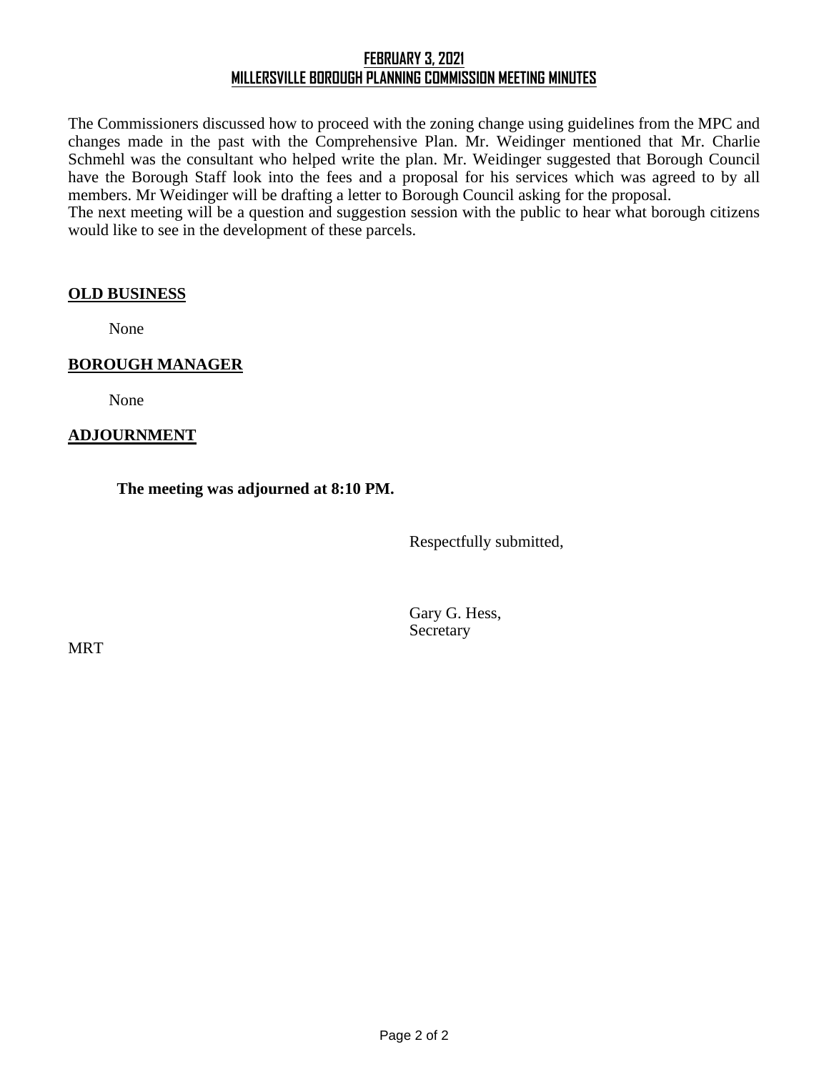The Commissioners discussed how to proceed with the zoning change using guidelines from the MPC and changes made in the past with the Comprehensive Plan. Mr. Weidinger mentioned that Mr. Charlie Schmehl was the consultant who helped write the plan. Mr. Weidinger suggested that Borough Council have the Borough Staff look into the fees and a proposal for his services which was agreed to by all members. Mr Weidinger will be drafting a letter to Borough Council asking for the proposal.
The next meeting will be a question and suggestion session with the public to hear what borough citizens would like to see in the development of these parcels.

## OLD BUSINESS

None

## BOROUGH MANAGER

None

## ADJOURNMENT

**The meeting was adjourned at 8:10 PM.**

Respectfully submitted,

Gary G. Hess,
Secretary

MRT